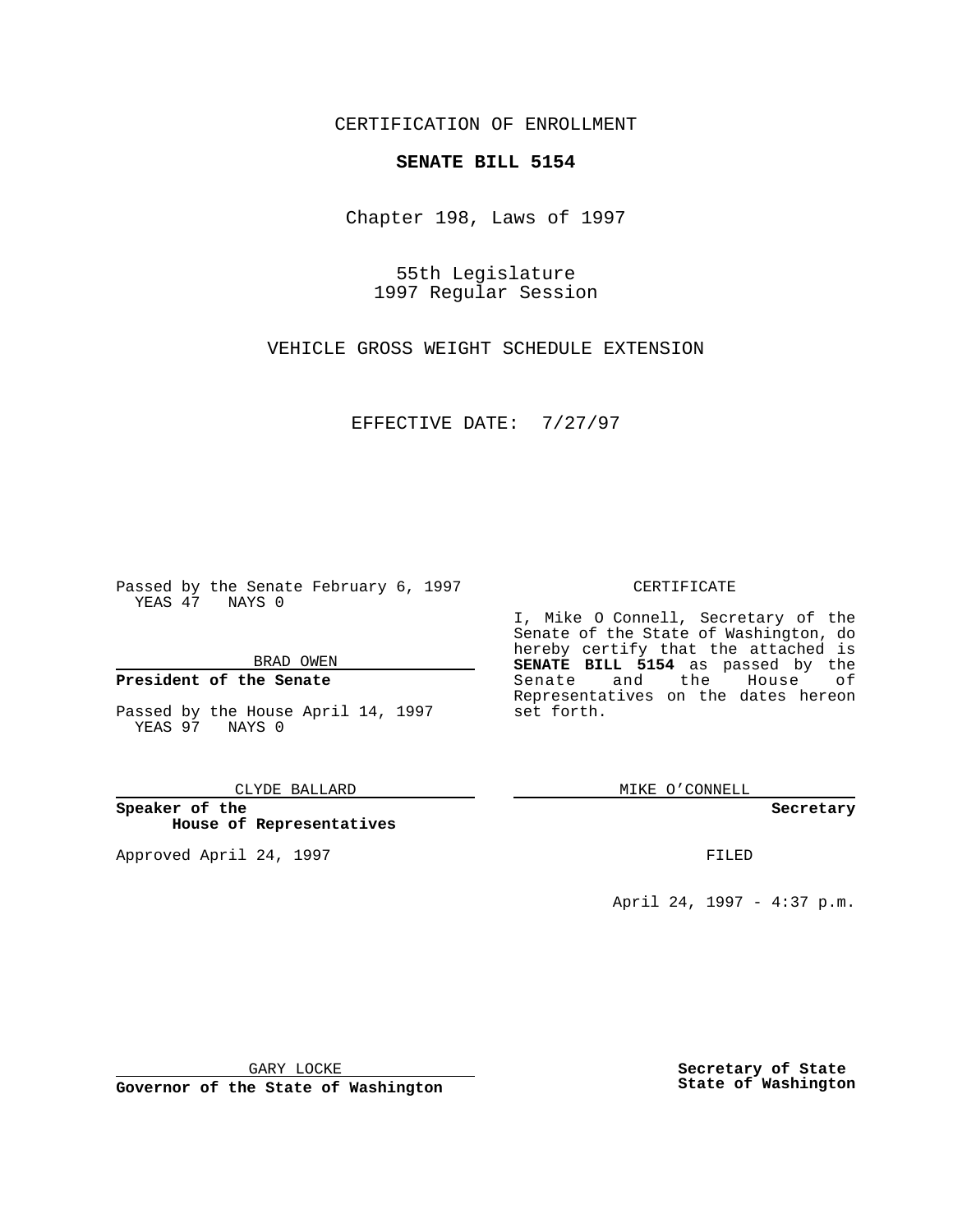CERTIFICATION OF ENROLLMENT

**SENATE BILL 5154**

Chapter 198, Laws of 1997

55th Legislature
1997 Regular Session

VEHICLE GROSS WEIGHT SCHEDULE EXTENSION

EFFECTIVE DATE: 7/27/97

Passed by the Senate February 6, 1997
YEAS 47 NAYS 0

BRAD OWEN

**President of the Senate**

Passed by the House April 14, 1997
YEAS 97 NAYS 0

CLYDE BALLARD

**Speaker of the House of Representatives**

Approved April 24, 1997

GARY LOCKE

**Governor of the State of Washington**

CERTIFICATE

I, Mike O Connell, Secretary of the Senate of the State of Washington, do hereby certify that the attached is **SENATE BILL 5154** as passed by the Senate and the House of Representatives on the dates hereon set forth.

MIKE O'CONNELL

**Secretary**

FILED

April 24, 1997 - 4:37 p.m.

**Secretary of State State of Washington**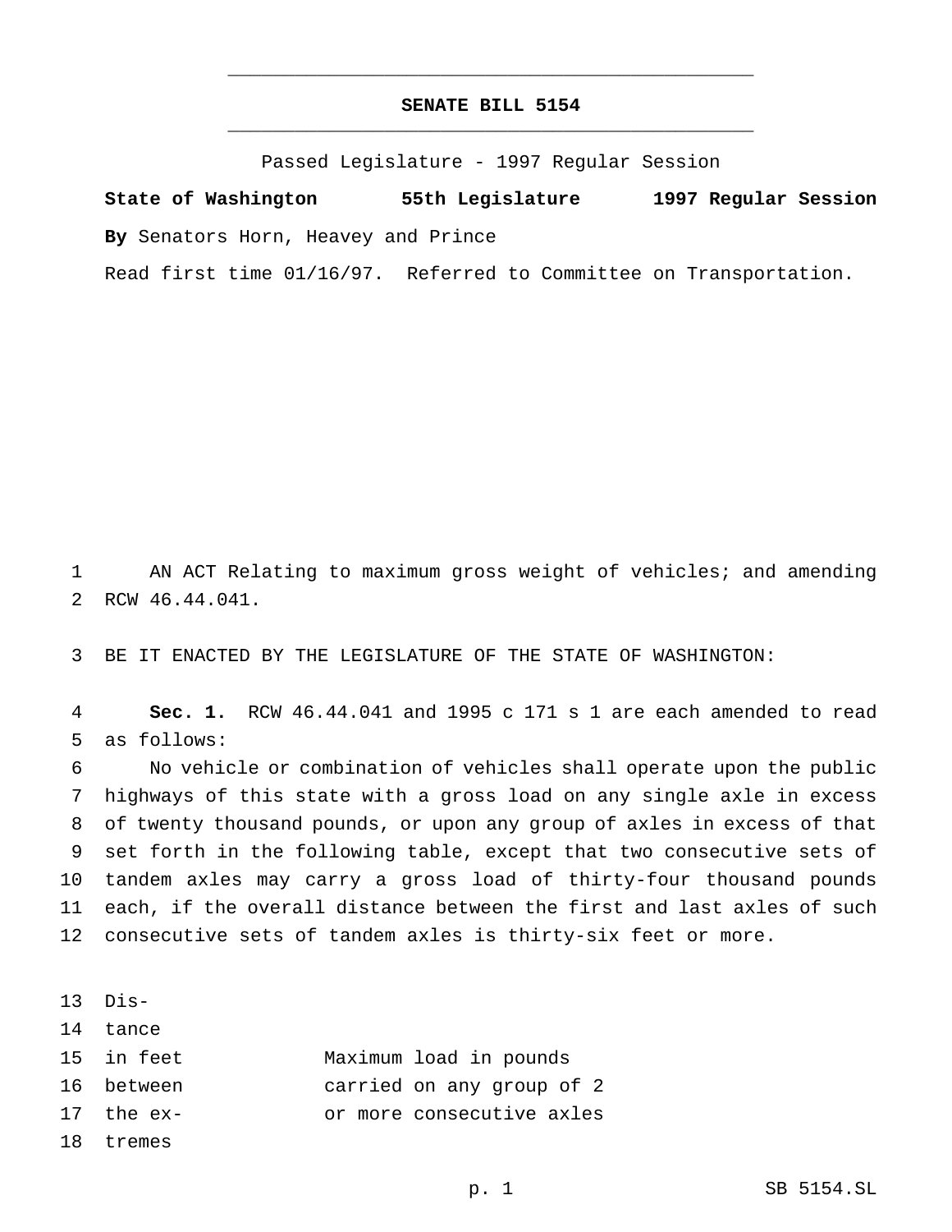**SENATE BILL 5154**

Passed Legislature - 1997 Regular Session

**State of Washington 55th Legislature 1997 Regular Session**

**By** Senators Horn, Heavey and Prince

Read first time 01/16/97. Referred to Committee on Transportation.

AN ACT Relating to maximum gross weight of vehicles; and amending RCW 46.44.041.

BE IT ENACTED BY THE LEGISLATURE OF THE STATE OF WASHINGTON:

**Sec. 1.** RCW 46.44.041 and 1995 c 171 s 1 are each amended to read as follows:

No vehicle or combination of vehicles shall operate upon the public highways of this state with a gross load on any single axle in excess of twenty thousand pounds, or upon any group of axles in excess of that set forth in the following table, except that two consecutive sets of tandem axles may carry a gross load of thirty-four thousand pounds each, if the overall distance between the first and last axles of such consecutive sets of tandem axles is thirty-six feet or more.

| Distance in feet between the extremes | Maximum load in pounds carried on any group of 2 or more consecutive axles |
|---|---|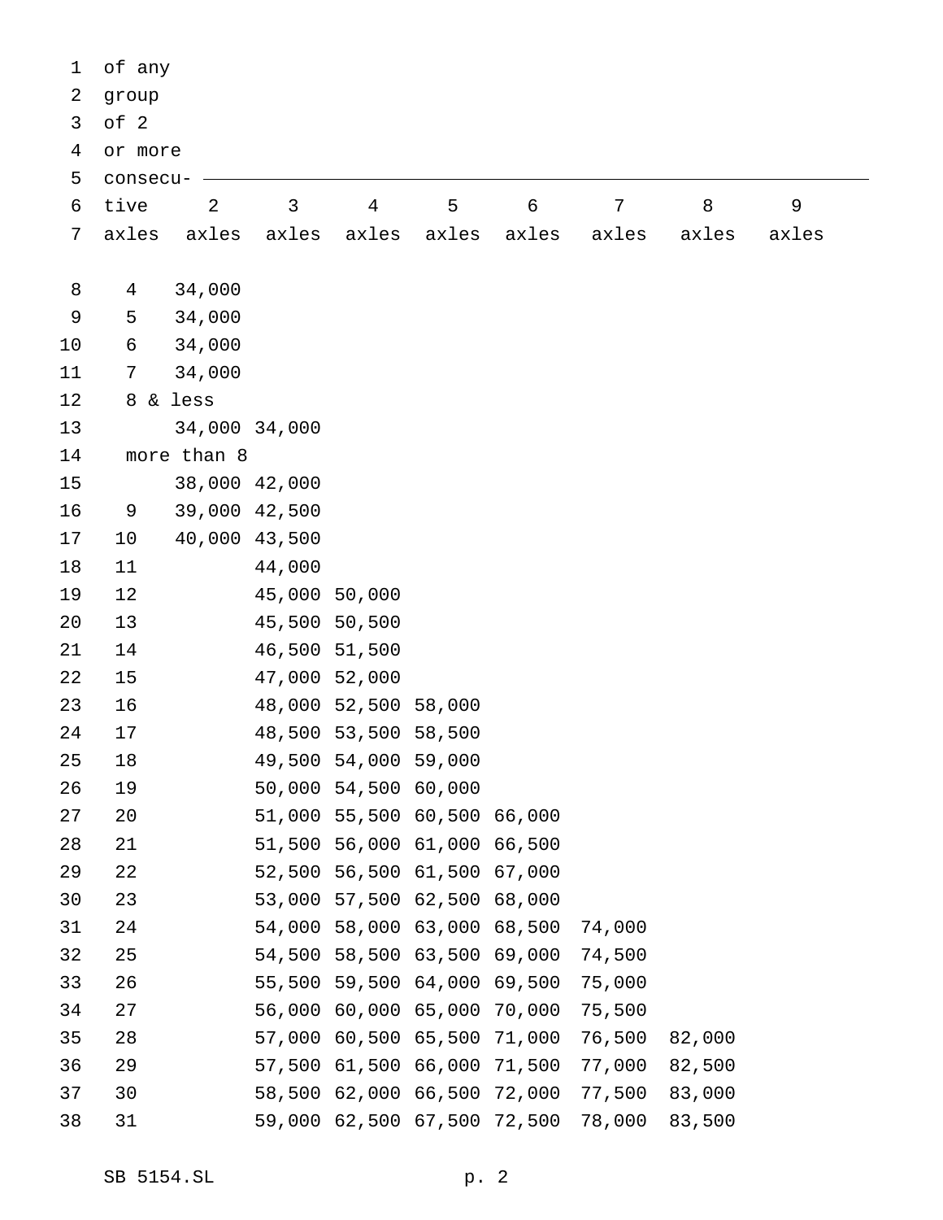| Distance in feet between the extremes of any group of 2 or more consecutive axles | 2 axles | 3 axles | 4 axles | 5 axles | 6 axles | 7 axles | 8 axles | 9 axles |
|---|---|---|---|---|---|---|---|---|
| 4 | 34,000 | | | | | | | |
| 5 | 34,000 | | | | | | | |
| 6 | 34,000 | | | | | | | |
| 7 | 34,000 | | | | | | | |
| 8 & less | 34,000 | 34,000 | | | | | | |
| more than 8 | 38,000 | 42,000 | | | | | | |
| 9 | 39,000 | 42,500 | | | | | | |
| 10 | 40,000 | 43,500 | | | | | | |
| 11 | | 44,000 | | | | | | |
| 12 | | 45,000 | 50,000 | | | | | |
| 13 | | 45,500 | 50,500 | | | | | |
| 14 | | 46,500 | 51,500 | | | | | |
| 15 | | 47,000 | 52,000 | | | | | |
| 16 | | 48,000 | 52,500 | 58,000 | | | | |
| 17 | | 48,500 | 53,500 | 58,500 | | | | |
| 18 | | 49,500 | 54,000 | 59,000 | | | | |
| 19 | | 50,000 | 54,500 | 60,000 | | | | |
| 20 | | 51,000 | 55,500 | 60,500 | 66,000 | | | |
| 21 | | 51,500 | 56,000 | 61,000 | 66,500 | | | |
| 22 | | 52,500 | 56,500 | 61,500 | 67,000 | | | |
| 23 | | 53,000 | 57,500 | 62,500 | 68,000 | | | |
| 24 | | 54,000 | 58,000 | 63,000 | 68,500 | 74,000 | | |
| 25 | | 54,500 | 58,500 | 63,500 | 69,000 | 74,500 | | |
| 26 | | 55,500 | 59,500 | 64,000 | 69,500 | 75,000 | | |
| 27 | | 56,000 | 60,000 | 65,000 | 70,000 | 75,500 | | |
| 28 | | 57,000 | 60,500 | 65,500 | 71,000 | 76,500 | 82,000 | |
| 29 | | 57,500 | 61,500 | 66,000 | 71,500 | 77,000 | 82,500 | |
| 30 | | 58,500 | 62,000 | 66,500 | 72,000 | 77,500 | 83,000 | |
| 31 | | 59,000 | 62,500 | 67,500 | 72,500 | 78,000 | 83,500 | |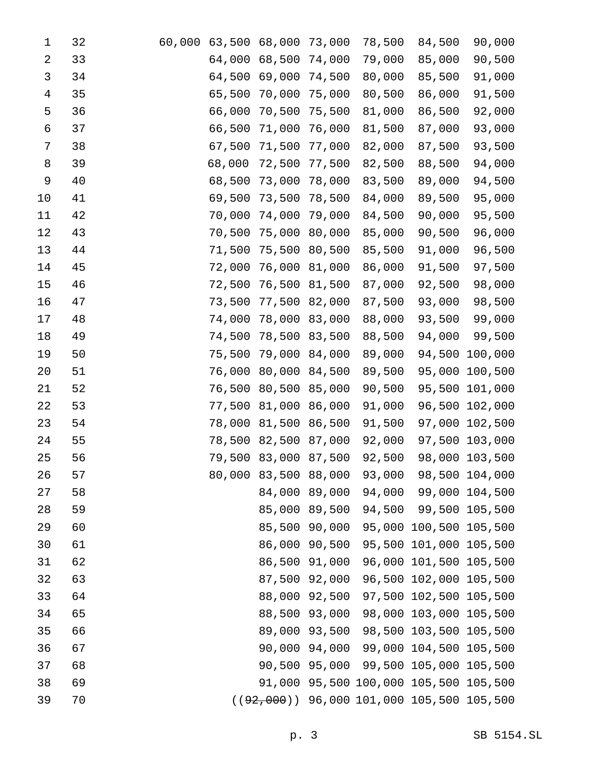| | | | | | | | |
|---|---|---|---|---|---|---|---|
| 32 | 60,000 | 63,500 | 68,000 | 73,000 | 78,500 | 84,500 | 90,000 |
| 33 | | 64,000 | 68,500 | 74,000 | 79,000 | 85,000 | 90,500 |
| 34 | | 64,500 | 69,000 | 74,500 | 80,000 | 85,500 | 91,000 |
| 35 | | 65,500 | 70,000 | 75,000 | 80,500 | 86,000 | 91,500 |
| 36 | | 66,000 | 70,500 | 75,500 | 81,000 | 86,500 | 92,000 |
| 37 | | 66,500 | 71,000 | 76,000 | 81,500 | 87,000 | 93,000 |
| 38 | | 67,500 | 71,500 | 77,000 | 82,000 | 87,500 | 93,500 |
| 39 | | 68,000 | 72,500 | 77,500 | 82,500 | 88,500 | 94,000 |
| 40 | | 68,500 | 73,000 | 78,000 | 83,500 | 89,000 | 94,500 |
| 41 | | 69,500 | 73,500 | 78,500 | 84,000 | 89,500 | 95,000 |
| 42 | | 70,000 | 74,000 | 79,000 | 84,500 | 90,000 | 95,500 |
| 43 | | 70,500 | 75,000 | 80,000 | 85,000 | 90,500 | 96,000 |
| 44 | | 71,500 | 75,500 | 80,500 | 85,500 | 91,000 | 96,500 |
| 45 | | 72,000 | 76,000 | 81,000 | 86,000 | 91,500 | 97,500 |
| 46 | | 72,500 | 76,500 | 81,500 | 87,000 | 92,500 | 98,000 |
| 47 | | 73,500 | 77,500 | 82,000 | 87,500 | 93,000 | 98,500 |
| 48 | | 74,000 | 78,000 | 83,000 | 88,000 | 93,500 | 99,000 |
| 49 | | 74,500 | 78,500 | 83,500 | 88,500 | 94,000 | 99,500 |
| 50 | | 75,500 | 79,000 | 84,000 | 89,000 | 94,500 | 100,000 |
| 51 | | 76,000 | 80,000 | 84,500 | 89,500 | 95,000 | 100,500 |
| 52 | | 76,500 | 80,500 | 85,000 | 90,500 | 95,500 | 101,000 |
| 53 | | 77,500 | 81,000 | 86,000 | 91,000 | 96,500 | 102,000 |
| 54 | | 78,000 | 81,500 | 86,500 | 91,500 | 97,000 | 102,500 |
| 55 | | 78,500 | 82,500 | 87,000 | 92,000 | 97,500 | 103,000 |
| 56 | | 79,500 | 83,000 | 87,500 | 92,500 | 98,000 | 103,500 |
| 57 | | 80,000 | 83,500 | 88,000 | 93,000 | 98,500 | 104,000 |
| 58 | | | 84,000 | 89,000 | 94,000 | 99,000 | 104,500 |
| 59 | | | 85,000 | 89,500 | 94,500 | 99,500 | 105,500 |
| 60 | | | 85,500 | 90,000 | 95,000 | 100,500 | 105,500 |
| 61 | | | 86,000 | 90,500 | 95,500 | 101,000 | 105,500 |
| 62 | | | 86,500 | 91,000 | 96,000 | 101,500 | 105,500 |
| 63 | | | 87,500 | 92,000 | 96,500 | 102,000 | 105,500 |
| 64 | | | 88,000 | 92,500 | 97,500 | 102,500 | 105,500 |
| 65 | | | 88,500 | 93,000 | 98,000 | 103,000 | 105,500 |
| 66 | | | 89,000 | 93,500 | 98,500 | 103,500 | 105,500 |
| 67 | | | 90,000 | 94,000 | 99,000 | 104,500 | 105,500 |
| 68 | | | 90,500 | 95,000 | 99,500 | 105,000 | 105,500 |
| 69 | | | 91,000 | 95,500 | 100,000 | 105,500 | 105,500 |
| 70 | | | ((~~92,000~~)) | 96,000 | 101,000 | 105,500 | 105,500 |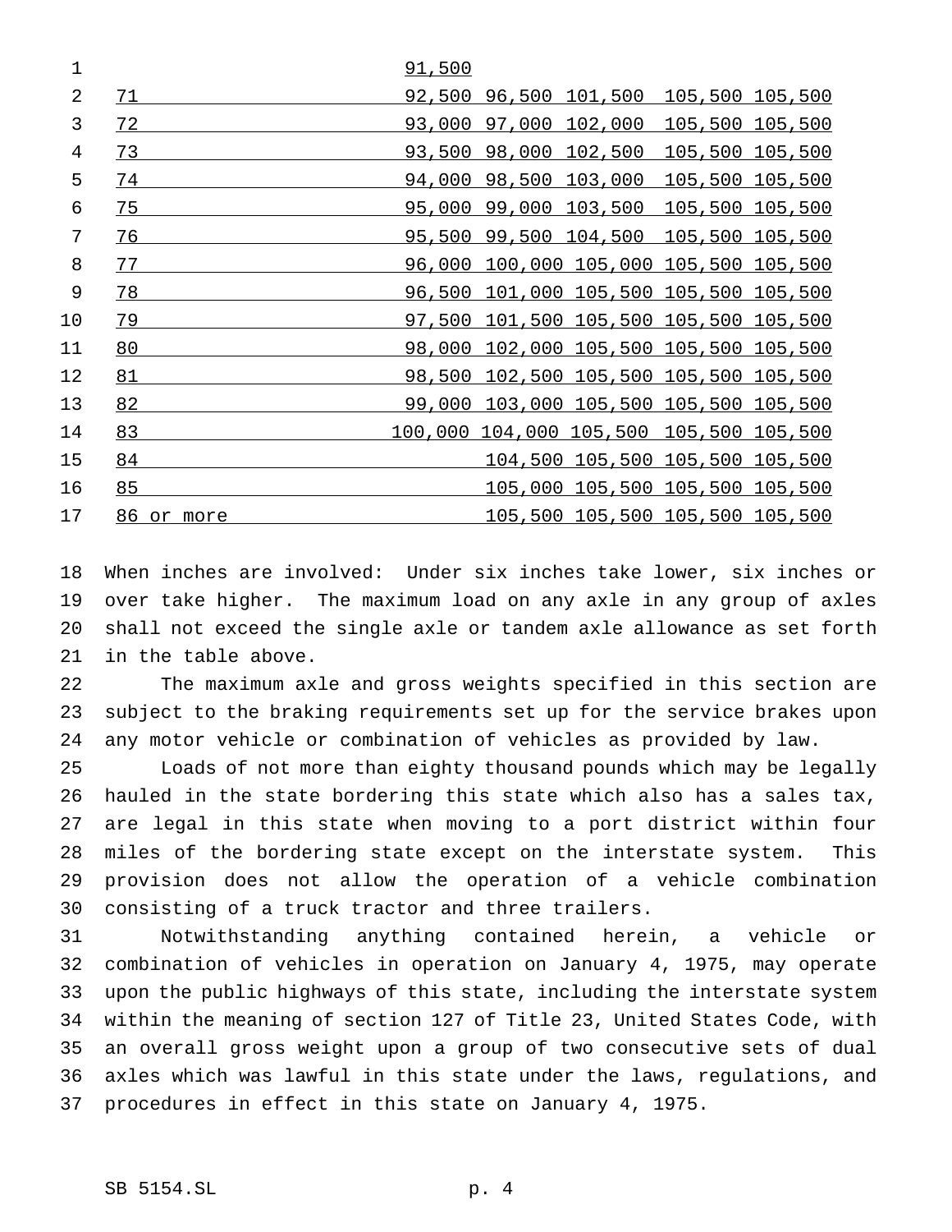| | | | | | |
|---|---|---|---|---|---|
| | 91,500 | | | | |
| 71 | 92,500 | 96,500 | 101,500 | 105,500 | 105,500 |
| 72 | 93,000 | 97,000 | 102,000 | 105,500 | 105,500 |
| 73 | 93,500 | 98,000 | 102,500 | 105,500 | 105,500 |
| 74 | 94,000 | 98,500 | 103,000 | 105,500 | 105,500 |
| 75 | 95,000 | 99,000 | 103,500 | 105,500 | 105,500 |
| 76 | 95,500 | 99,500 | 104,500 | 105,500 | 105,500 |
| 77 | 96,000 | 100,000 | 105,000 | 105,500 | 105,500 |
| 78 | 96,500 | 101,000 | 105,500 | 105,500 | 105,500 |
| 79 | 97,500 | 101,500 | 105,500 | 105,500 | 105,500 |
| 80 | 98,000 | 102,000 | 105,500 | 105,500 | 105,500 |
| 81 | 98,500 | 102,500 | 105,500 | 105,500 | 105,500 |
| 82 | 99,000 | 103,000 | 105,500 | 105,500 | 105,500 |
| 83 | 100,000 | 104,000 | 105,500 | 105,500 | 105,500 |
| 84 | | 104,500 | 105,500 | 105,500 | 105,500 |
| 85 | | 105,000 | 105,500 | 105,500 | 105,500 |
| 86 or more | | 105,500 | 105,500 | 105,500 | 105,500 |

When inches are involved: Under six inches take lower, six inches or over take higher. The maximum load on any axle in any group of axles shall not exceed the single axle or tandem axle allowance as set forth in the table above.

The maximum axle and gross weights specified in this section are subject to the braking requirements set up for the service brakes upon any motor vehicle or combination of vehicles as provided by law.

Loads of not more than eighty thousand pounds which may be legally hauled in the state bordering this state which also has a sales tax, are legal in this state when moving to a port district within four miles of the bordering state except on the interstate system. This provision does not allow the operation of a vehicle combination consisting of a truck tractor and three trailers.

Notwithstanding anything contained herein, a vehicle or combination of vehicles in operation on January 4, 1975, may operate upon the public highways of this state, including the interstate system within the meaning of section 127 of Title 23, United States Code, with an overall gross weight upon a group of two consecutive sets of dual axles which was lawful in this state under the laws, regulations, and procedures in effect in this state on January 4, 1975.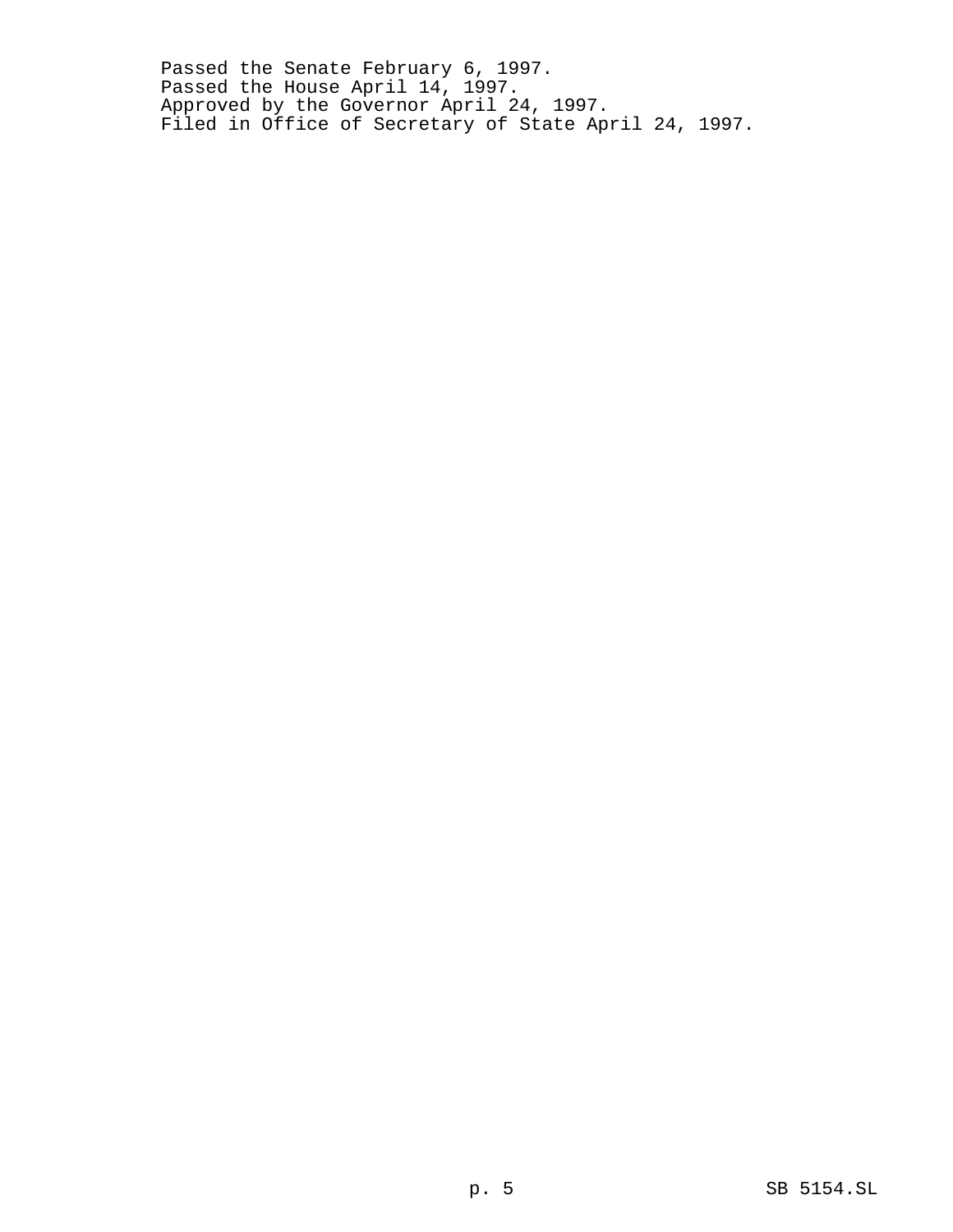Passed the Senate February 6, 1997.
Passed the House April 14, 1997.
Approved by the Governor April 24, 1997.
Filed in Office of Secretary of State April 24, 1997.